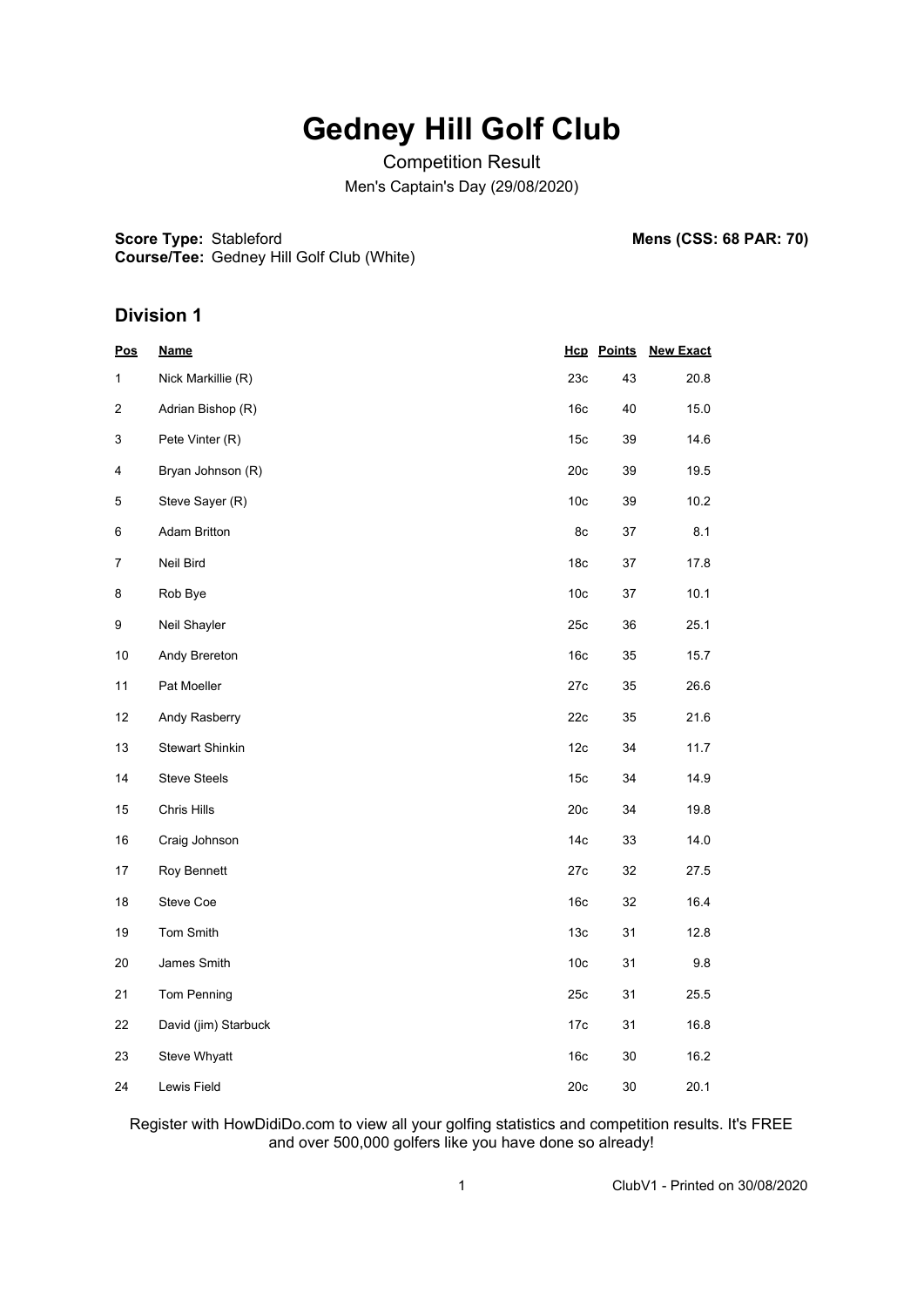# Gedney Hill Golf Club

Competition Result

Men's Captain's Day (29/08/2020)

**Score Type:** Stableford
**Course/Tee:** Gedney Hill Golf Club (White)

**Mens (CSS: 68 PAR: 70)**

## Division 1

| Pos | Name | Hcp | Points | New Exact |
|---|---|---|---|---|
| 1 | Nick Markillie (R) | 23c | 43 | 20.8 |
| 2 | Adrian Bishop (R) | 16c | 40 | 15.0 |
| 3 | Pete Vinter (R) | 15c | 39 | 14.6 |
| 4 | Bryan Johnson (R) | 20c | 39 | 19.5 |
| 5 | Steve Sayer (R) | 10c | 39 | 10.2 |
| 6 | Adam Britton | 8c | 37 | 8.1 |
| 7 | Neil Bird | 18c | 37 | 17.8 |
| 8 | Rob Bye | 10c | 37 | 10.1 |
| 9 | Neil Shayler | 25c | 36 | 25.1 |
| 10 | Andy Brereton | 16c | 35 | 15.7 |
| 11 | Pat Moeller | 27c | 35 | 26.6 |
| 12 | Andy Rasberry | 22c | 35 | 21.6 |
| 13 | Stewart Shinkin | 12c | 34 | 11.7 |
| 14 | Steve Steels | 15c | 34 | 14.9 |
| 15 | Chris Hills | 20c | 34 | 19.8 |
| 16 | Craig Johnson | 14c | 33 | 14.0 |
| 17 | Roy Bennett | 27c | 32 | 27.5 |
| 18 | Steve Coe | 16c | 32 | 16.4 |
| 19 | Tom Smith | 13c | 31 | 12.8 |
| 20 | James Smith | 10c | 31 | 9.8 |
| 21 | Tom Penning | 25c | 31 | 25.5 |
| 22 | David (jim) Starbuck | 17c | 31 | 16.8 |
| 23 | Steve Whyatt | 16c | 30 | 16.2 |
| 24 | Lewis Field | 20c | 30 | 20.1 |

Register with HowDidiDo.com to view all your golfing statistics and competition results. It's FREE and over 500,000 golfers like you have done so already!

ClubV1 - Printed on 30/08/2020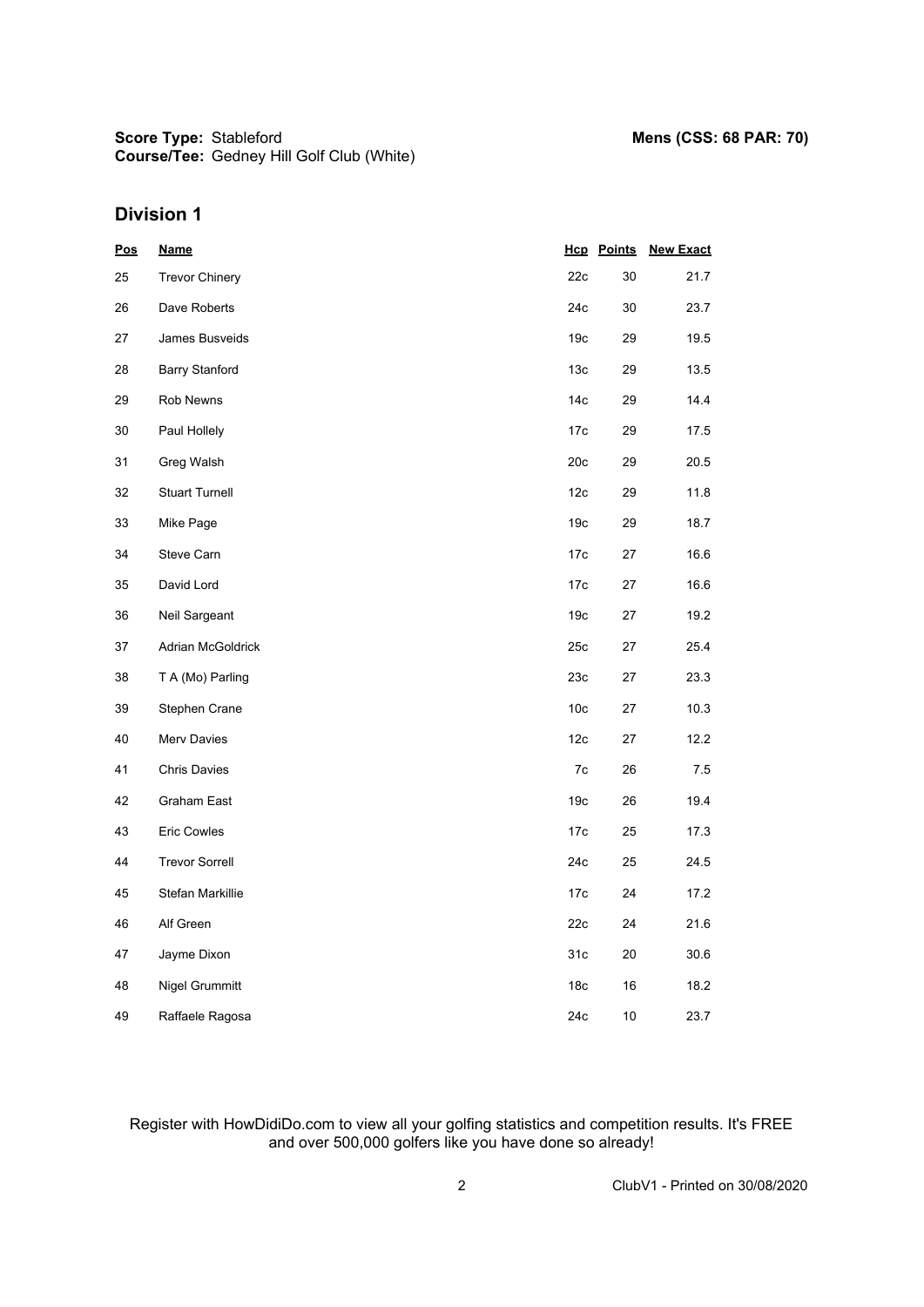**Score Type:** Stableford
**Course/Tee:** Gedney Hill Golf Club (White)

**Mens (CSS: 68 PAR: 70)**

## Division 1

| Pos | Name | Hcp | Points | New Exact |
|---|---|---|---|---|
| 25 | Trevor Chinery | 22c | 30 | 21.7 |
| 26 | Dave Roberts | 24c | 30 | 23.7 |
| 27 | James Busveids | 19c | 29 | 19.5 |
| 28 | Barry Stanford | 13c | 29 | 13.5 |
| 29 | Rob Newns | 14c | 29 | 14.4 |
| 30 | Paul Hollely | 17c | 29 | 17.5 |
| 31 | Greg Walsh | 20c | 29 | 20.5 |
| 32 | Stuart Turnell | 12c | 29 | 11.8 |
| 33 | Mike Page | 19c | 29 | 18.7 |
| 34 | Steve Carn | 17c | 27 | 16.6 |
| 35 | David Lord | 17c | 27 | 16.6 |
| 36 | Neil Sargeant | 19c | 27 | 19.2 |
| 37 | Adrian McGoldrick | 25c | 27 | 25.4 |
| 38 | T A (Mo) Parling | 23c | 27 | 23.3 |
| 39 | Stephen Crane | 10c | 27 | 10.3 |
| 40 | Merv Davies | 12c | 27 | 12.2 |
| 41 | Chris Davies | 7c | 26 | 7.5 |
| 42 | Graham East | 19c | 26 | 19.4 |
| 43 | Eric Cowles | 17c | 25 | 17.3 |
| 44 | Trevor Sorrell | 24c | 25 | 24.5 |
| 45 | Stefan Markillie | 17c | 24 | 17.2 |
| 46 | Alf Green | 22c | 24 | 21.6 |
| 47 | Jayme Dixon | 31c | 20 | 30.6 |
| 48 | Nigel Grummitt | 18c | 16 | 18.2 |
| 49 | Raffaele Ragosa | 24c | 10 | 23.7 |

Register with HowDidiDo.com to view all your golfing statistics and competition results. It's FREE and over 500,000 golfers like you have done so already!

ClubV1 - Printed on 30/08/2020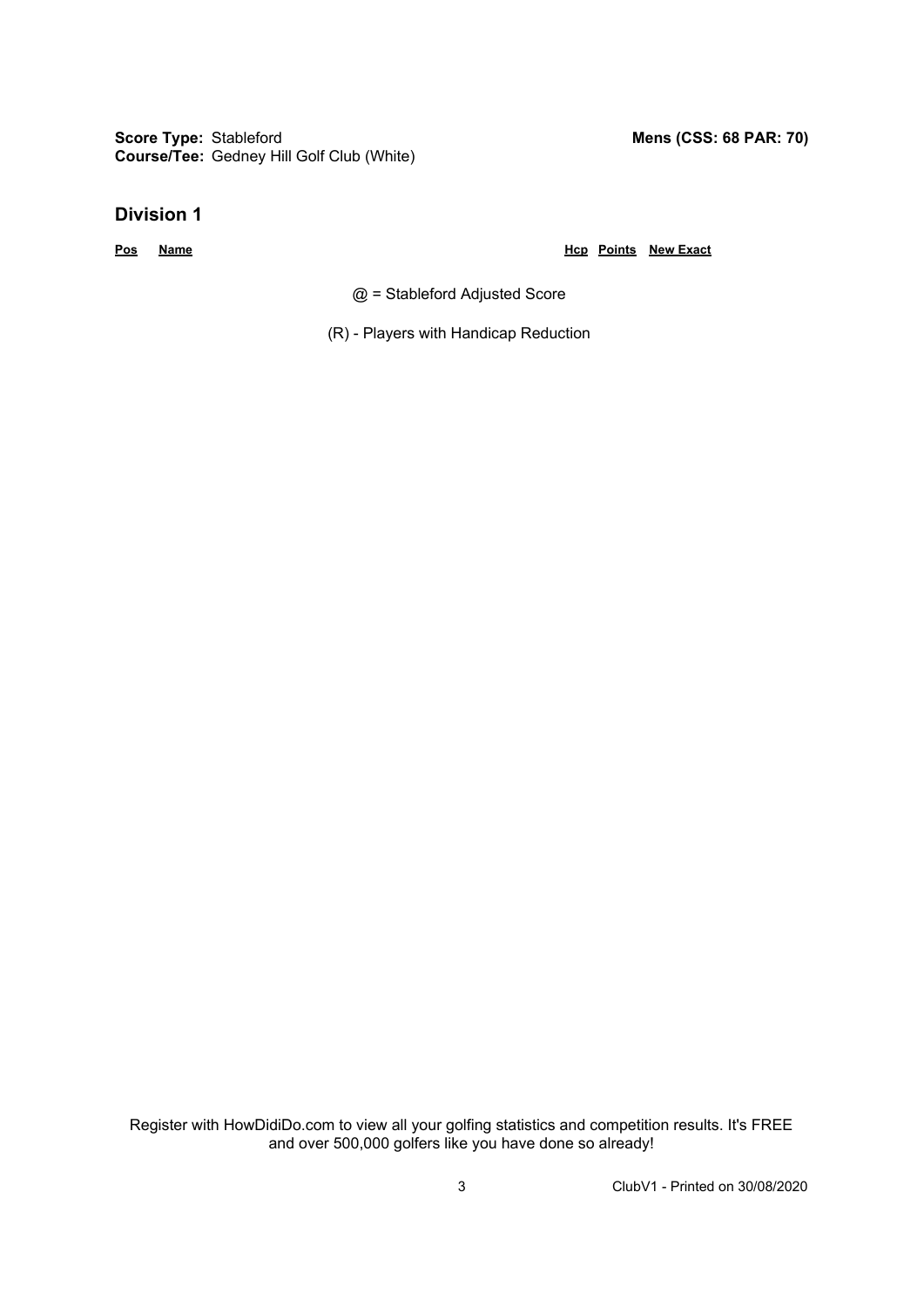**Score Type:** Stableford
**Course/Tee:** Gedney Hill Golf Club (White)

**Mens (CSS: 68 PAR: 70)**

## Division 1

| Pos | Name | Hcp | Points | New Exact |
| --- | --- | --- | --- | --- |

@ = Stableford Adjusted Score

(R) - Players with Handicap Reduction

Register with HowDidiDo.com to view all your golfing statistics and competition results. It's FREE and over 500,000 golfers like you have done so already!

ClubV1 - Printed on 30/08/2020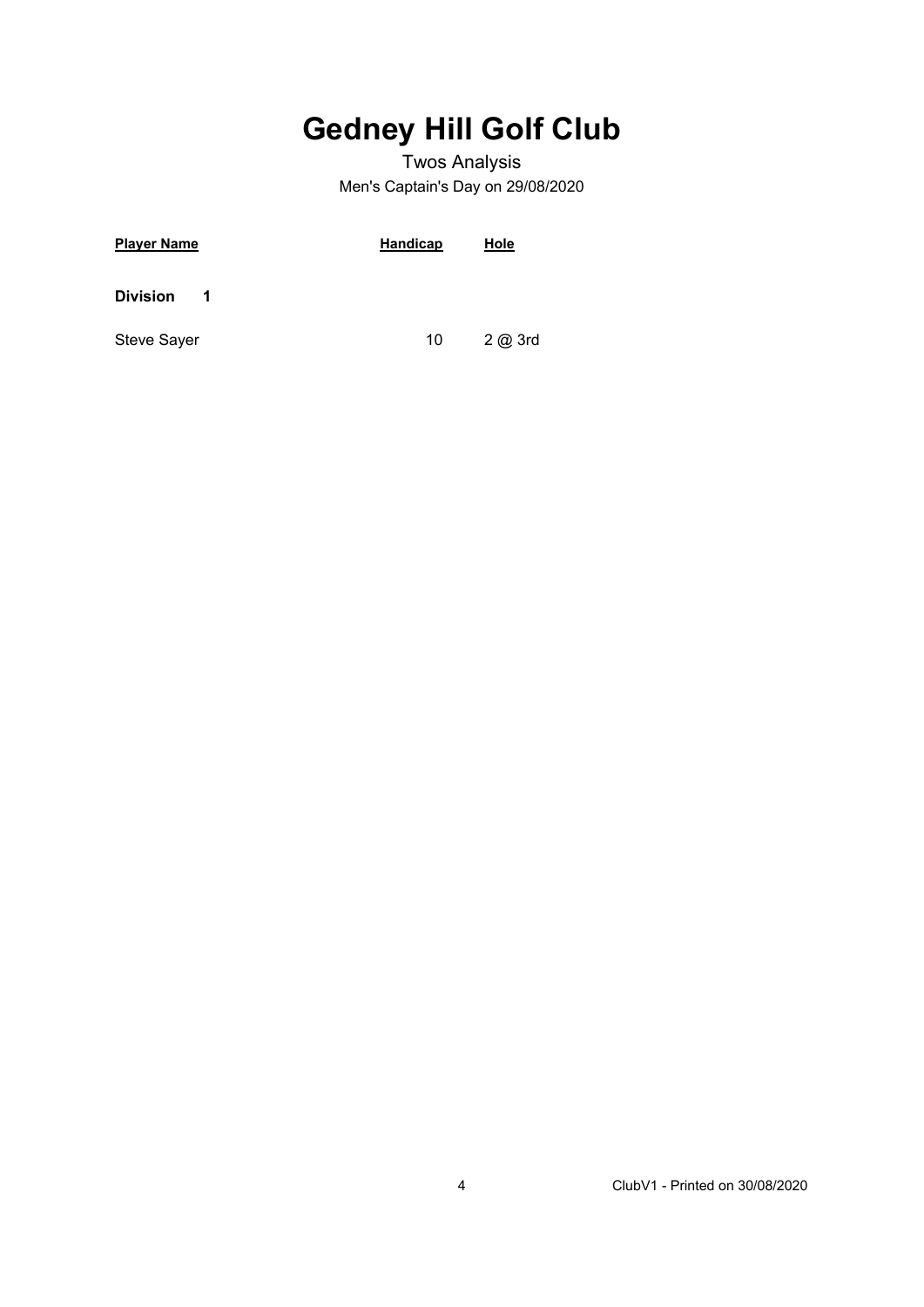# Gedney Hill Golf Club

Twos Analysis

Men's Captain's Day on 29/08/2020

| Player Name | Handicap | Hole |
| --- | --- | --- |
| **Division 1** | | |
| Steve Sayer | 10 | 2 @ 3rd |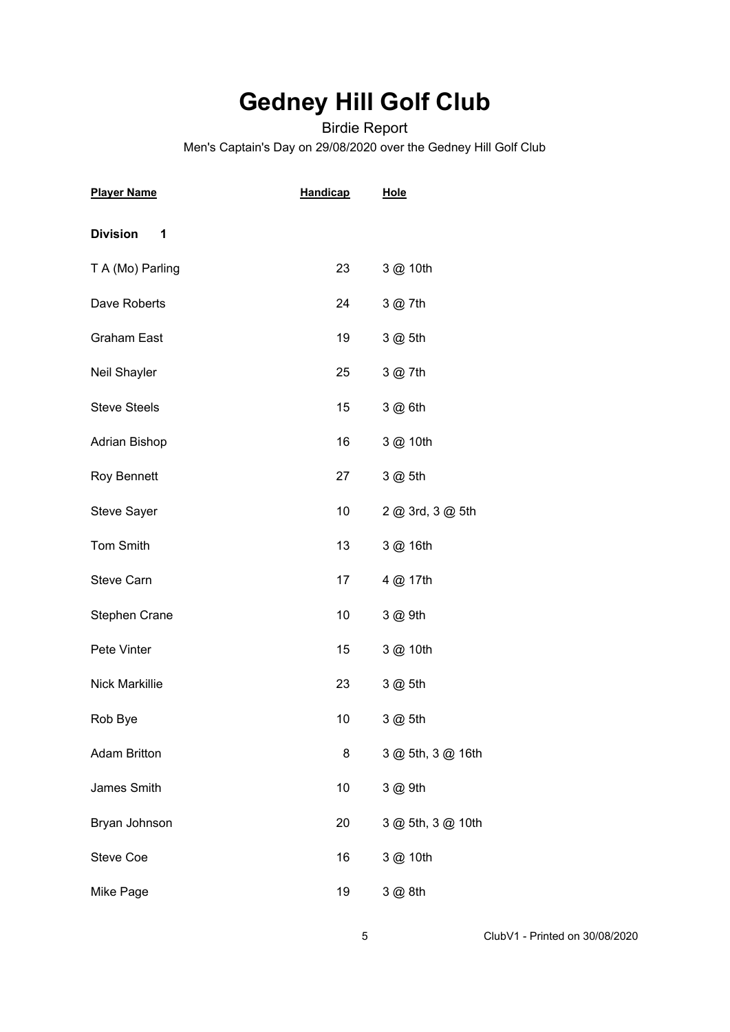# Gedney Hill Golf Club

Birdie Report

Men's Captain's Day on 29/08/2020 over the Gedney Hill Golf Club

| Player Name | Handicap | Hole |
|---|---|---|
| **Division 1** | | |
| T A (Mo) Parling | 23 | 3 @ 10th |
| Dave Roberts | 24 | 3 @ 7th |
| Graham East | 19 | 3 @ 5th |
| Neil Shayler | 25 | 3 @ 7th |
| Steve Steels | 15 | 3 @ 6th |
| Adrian Bishop | 16 | 3 @ 10th |
| Roy Bennett | 27 | 3 @ 5th |
| Steve Sayer | 10 | 2 @ 3rd, 3 @ 5th |
| Tom Smith | 13 | 3 @ 16th |
| Steve Carn | 17 | 4 @ 17th |
| Stephen Crane | 10 | 3 @ 9th |
| Pete Vinter | 15 | 3 @ 10th |
| Nick Markillie | 23 | 3 @ 5th |
| Rob Bye | 10 | 3 @ 5th |
| Adam Britton | 8 | 3 @ 5th, 3 @ 16th |
| James Smith | 10 | 3 @ 9th |
| Bryan Johnson | 20 | 3 @ 5th, 3 @ 10th |
| Steve Coe | 16 | 3 @ 10th |
| Mike Page | 19 | 3 @ 8th |

ClubV1 - Printed on 30/08/2020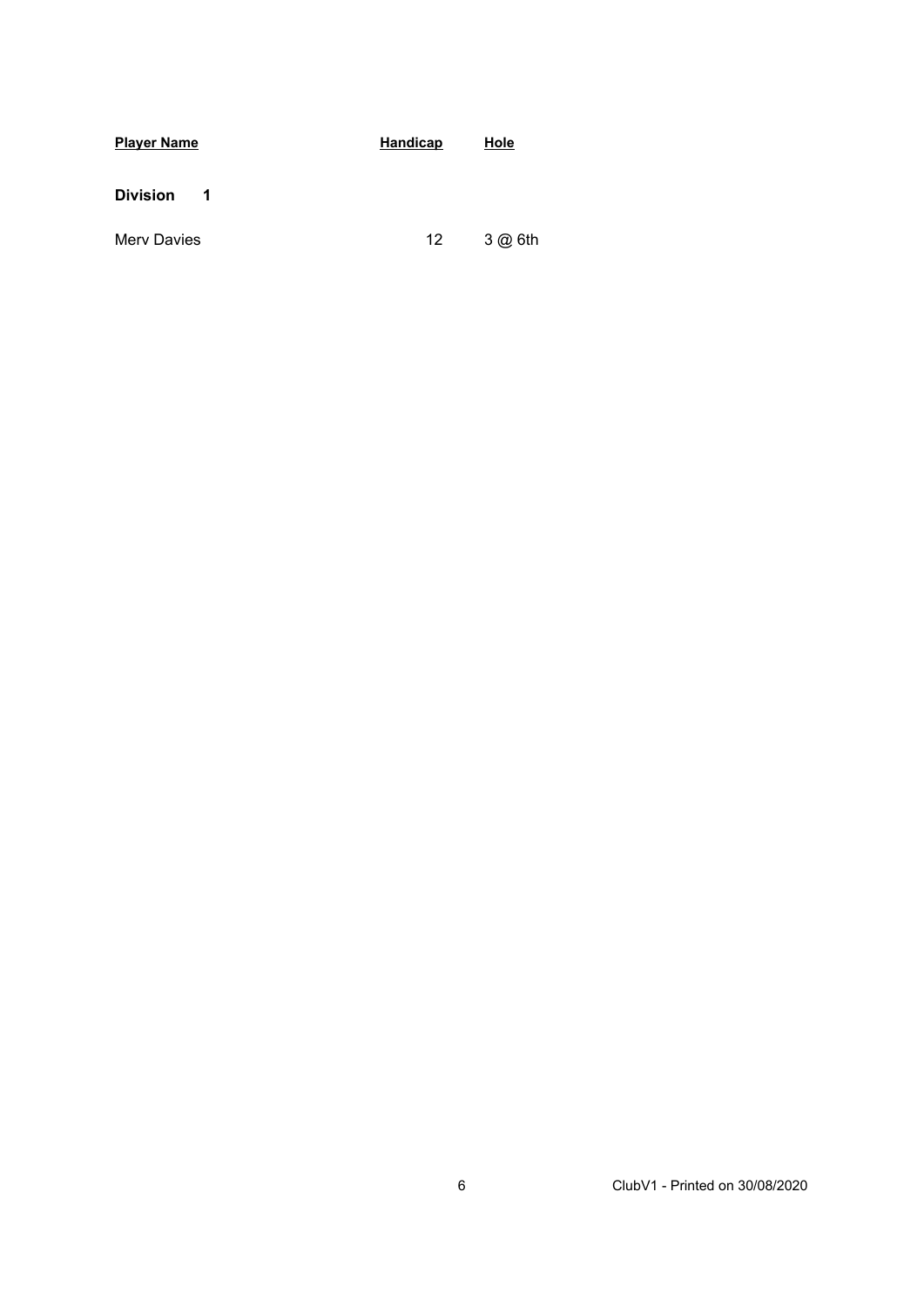| Player Name | Handicap | Hole |
| --- | --- | --- |
| **Division 1** | | |
| Merv Davies | 12 | 3 @ 6th |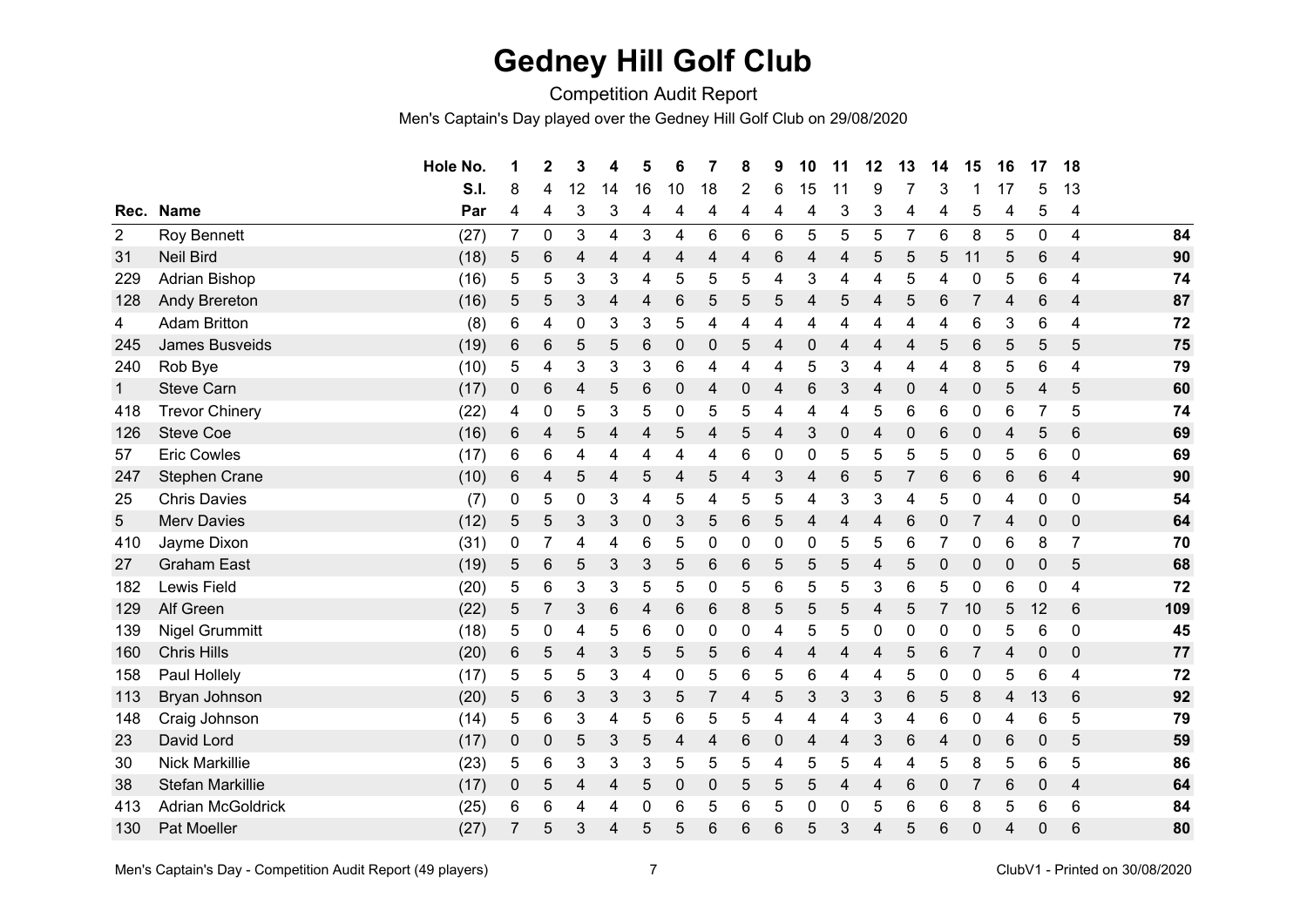# Gedney Hill Golf Club

Competition Audit Report

Men's Captain's Day played over the Gedney Hill Golf Club on 29/08/2020

| Rec. | Name | Hole No. | 1 | 2 | 3 | 4 | 5 | 6 | 7 | 8 | 9 | 10 | 11 | 12 | 13 | 14 | 15 | 16 | 17 | 18 | |
|---|---|---|---|---|---|---|---|---|---|---|---|---|---|---|---|---|---|---|---|---|---|
| | | S.I. | 8 | 4 | 12 | 14 | 16 | 10 | 18 | 2 | 6 | 15 | 11 | 9 | 7 | 3 | 1 | 17 | 5 | 13 | |
| | | Par | 4 | 4 | 3 | 3 | 4 | 4 | 4 | 4 | 4 | 4 | 3 | 3 | 4 | 4 | 5 | 4 | 5 | 4 | |
| 2 | Roy Bennett | (27) | 7 | 0 | 3 | 4 | 3 | 4 | 6 | 6 | 6 | 5 | 5 | 5 | 7 | 6 | 8 | 5 | 0 | 4 | **84** |
| 31 | Neil Bird | (18) | 5 | 6 | 4 | 4 | 4 | 4 | 4 | 4 | 6 | 4 | 4 | 5 | 5 | 5 | 11 | 5 | 6 | 4 | **90** |
| 229 | Adrian Bishop | (16) | 5 | 5 | 3 | 3 | 4 | 5 | 5 | 5 | 4 | 3 | 4 | 4 | 5 | 4 | 0 | 5 | 6 | 4 | **74** |
| 128 | Andy Brereton | (16) | 5 | 5 | 3 | 4 | 4 | 6 | 5 | 5 | 5 | 4 | 5 | 4 | 5 | 6 | 7 | 4 | 6 | 4 | **87** |
| 4 | Adam Britton | (8) | 6 | 4 | 0 | 3 | 3 | 5 | 4 | 4 | 4 | 4 | 4 | 4 | 4 | 4 | 6 | 3 | 6 | 4 | **72** |
| 245 | James Busveids | (19) | 6 | 6 | 5 | 5 | 6 | 0 | 0 | 5 | 4 | 0 | 4 | 4 | 4 | 5 | 6 | 5 | 5 | 5 | **75** |
| 240 | Rob Bye | (10) | 5 | 4 | 3 | 3 | 3 | 6 | 4 | 4 | 4 | 5 | 3 | 4 | 4 | 4 | 8 | 5 | 6 | 4 | **79** |
| 1 | Steve Carn | (17) | 0 | 6 | 4 | 5 | 6 | 0 | 4 | 0 | 4 | 6 | 3 | 4 | 0 | 4 | 0 | 5 | 4 | 5 | **60** |
| 418 | Trevor Chinery | (22) | 4 | 0 | 5 | 3 | 5 | 0 | 5 | 5 | 4 | 4 | 4 | 5 | 6 | 6 | 0 | 6 | 7 | 5 | **74** |
| 126 | Steve Coe | (16) | 6 | 4 | 5 | 4 | 4 | 5 | 4 | 5 | 4 | 3 | 0 | 4 | 0 | 6 | 0 | 4 | 5 | 6 | **69** |
| 57 | Eric Cowles | (17) | 6 | 6 | 4 | 4 | 4 | 4 | 4 | 6 | 0 | 0 | 5 | 5 | 5 | 5 | 0 | 5 | 6 | 0 | **69** |
| 247 | Stephen Crane | (10) | 6 | 4 | 5 | 4 | 5 | 4 | 5 | 4 | 3 | 4 | 6 | 5 | 7 | 6 | 6 | 6 | 6 | 4 | **90** |
| 25 | Chris Davies | (7) | 0 | 5 | 0 | 3 | 4 | 5 | 4 | 5 | 5 | 4 | 3 | 3 | 4 | 5 | 0 | 4 | 0 | 0 | **54** |
| 5 | Merv Davies | (12) | 5 | 5 | 3 | 3 | 0 | 3 | 5 | 6 | 5 | 4 | 4 | 4 | 6 | 0 | 7 | 4 | 0 | 0 | **64** |
| 410 | Jayme Dixon | (31) | 0 | 7 | 4 | 4 | 6 | 5 | 0 | 0 | 0 | 0 | 5 | 5 | 6 | 7 | 0 | 6 | 8 | 7 | **70** |
| 27 | Graham East | (19) | 5 | 6 | 5 | 3 | 3 | 5 | 6 | 6 | 5 | 5 | 5 | 4 | 5 | 0 | 0 | 0 | 0 | 5 | **68** |
| 182 | Lewis Field | (20) | 5 | 6 | 3 | 3 | 5 | 5 | 0 | 5 | 6 | 5 | 5 | 3 | 6 | 5 | 0 | 6 | 0 | 4 | **72** |
| 129 | Alf Green | (22) | 5 | 7 | 3 | 6 | 4 | 6 | 6 | 8 | 5 | 5 | 5 | 4 | 5 | 7 | 10 | 5 | 12 | 6 | **109** |
| 139 | Nigel Grummitt | (18) | 5 | 0 | 4 | 5 | 6 | 0 | 0 | 0 | 4 | 5 | 5 | 0 | 0 | 0 | 0 | 5 | 6 | 0 | **45** |
| 160 | Chris Hills | (20) | 6 | 5 | 4 | 3 | 5 | 5 | 5 | 6 | 4 | 4 | 4 | 4 | 5 | 6 | 7 | 4 | 0 | 0 | **77** |
| 158 | Paul Hollely | (17) | 5 | 5 | 5 | 3 | 4 | 0 | 5 | 6 | 5 | 6 | 4 | 4 | 5 | 0 | 0 | 5 | 6 | 4 | **72** |
| 113 | Bryan Johnson | (20) | 5 | 6 | 3 | 3 | 3 | 5 | 7 | 4 | 5 | 3 | 3 | 3 | 6 | 5 | 8 | 4 | 13 | 6 | **92** |
| 148 | Craig Johnson | (14) | 5 | 6 | 3 | 4 | 5 | 6 | 5 | 5 | 4 | 4 | 4 | 3 | 4 | 6 | 0 | 4 | 6 | 5 | **79** |
| 23 | David Lord | (17) | 0 | 0 | 5 | 3 | 5 | 4 | 4 | 6 | 0 | 4 | 4 | 3 | 6 | 4 | 0 | 6 | 0 | 5 | **59** |
| 30 | Nick Markillie | (23) | 5 | 6 | 3 | 3 | 3 | 5 | 5 | 5 | 4 | 5 | 5 | 4 | 4 | 5 | 8 | 5 | 6 | 5 | **86** |
| 38 | Stefan Markillie | (17) | 0 | 5 | 4 | 4 | 5 | 0 | 0 | 5 | 5 | 5 | 4 | 4 | 6 | 0 | 7 | 6 | 0 | 4 | **64** |
| 413 | Adrian McGoldrick | (25) | 6 | 6 | 4 | 4 | 0 | 6 | 5 | 6 | 5 | 0 | 0 | 5 | 6 | 6 | 8 | 5 | 6 | 6 | **84** |
| 130 | Pat Moeller | (27) | 7 | 5 | 3 | 4 | 5 | 5 | 6 | 6 | 6 | 5 | 3 | 4 | 5 | 6 | 0 | 4 | 0 | 6 | **80** |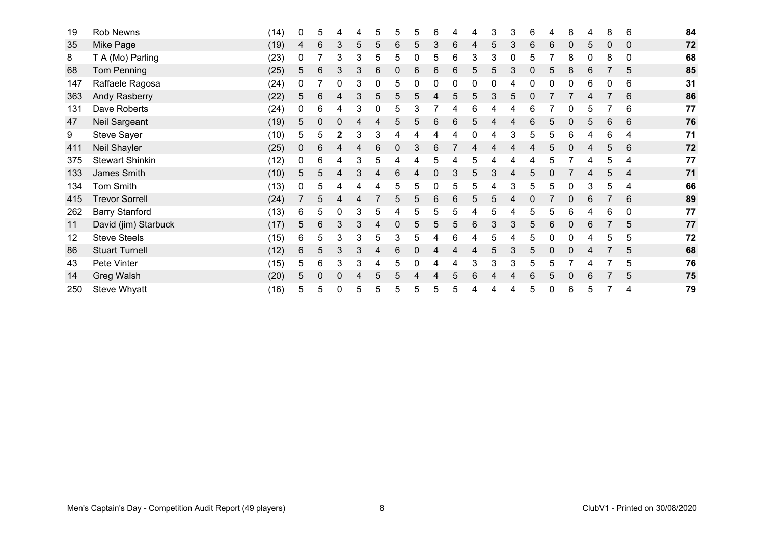| | | | | | | | | | | | | | | | | | | | | | |
|---|---|---|---|---|---|---|---|---|---|---|---|---|---|---|---|---|---|---|---|---|---|
| 19 | Rob Newns | (14) | 0 | 5 | 4 | 4 | 5 | 5 | 5 | 6 | 4 | 4 | 3 | 3 | 6 | 4 | 8 | 4 | 8 | 6 | **84** |
| 35 | Mike Page | (19) | 4 | 6 | 3 | 5 | 5 | 6 | 5 | 3 | 6 | 4 | 5 | 3 | 6 | 6 | 0 | 5 | 0 | 0 | **72** |
| 8 | T A (Mo) Parling | (23) | 0 | 7 | 3 | 3 | 5 | 5 | 0 | 5 | 6 | 3 | 3 | 0 | 5 | 7 | 8 | 0 | 8 | 0 | **68** |
| 68 | Tom Penning | (25) | 5 | 6 | 3 | 3 | 6 | 0 | 6 | 6 | 6 | 5 | 5 | 3 | 0 | 5 | 8 | 6 | 7 | 5 | **85** |
| 147 | Raffaele Ragosa | (24) | 0 | 7 | 0 | 3 | 0 | 5 | 0 | 0 | 0 | 0 | 0 | 4 | 0 | 0 | 0 | 6 | 0 | 6 | **31** |
| 363 | Andy Rasberry | (22) | 5 | 6 | 4 | 3 | 5 | 5 | 5 | 4 | 5 | 5 | 3 | 5 | 0 | 7 | 7 | 4 | 7 | 6 | **86** |
| 131 | Dave Roberts | (24) | 0 | 6 | 4 | 3 | 0 | 5 | 3 | 7 | 4 | 6 | 4 | 4 | 6 | 7 | 0 | 5 | 7 | 6 | **77** |
| 47 | Neil Sargeant | (19) | 5 | 0 | 0 | 4 | 4 | 5 | 5 | 6 | 6 | 5 | 4 | 4 | 6 | 5 | 0 | 5 | 6 | 6 | **76** |
| 9 | Steve Sayer | (10) | 5 | 5 | **2** | 3 | 3 | 4 | 4 | 4 | 4 | 0 | 4 | 3 | 5 | 5 | 6 | 4 | 6 | 4 | **71** |
| 411 | Neil Shayler | (25) | 0 | 6 | 4 | 4 | 6 | 0 | 3 | 6 | 7 | 4 | 4 | 4 | 4 | 5 | 0 | 4 | 5 | 6 | **72** |
| 375 | Stewart Shinkin | (12) | 0 | 6 | 4 | 3 | 5 | 4 | 4 | 5 | 4 | 5 | 4 | 4 | 4 | 5 | 7 | 4 | 5 | 4 | **77** |
| 133 | James Smith | (10) | 5 | 5 | 4 | 3 | 4 | 6 | 4 | 0 | 3 | 5 | 3 | 4 | 5 | 0 | 7 | 4 | 5 | 4 | **71** |
| 134 | Tom Smith | (13) | 0 | 5 | 4 | 4 | 4 | 5 | 5 | 0 | 5 | 5 | 4 | 3 | 5 | 5 | 0 | 3 | 5 | 4 | **66** |
| 415 | Trevor Sorrell | (24) | 7 | 5 | 4 | 4 | 7 | 5 | 5 | 6 | 6 | 5 | 5 | 4 | 0 | 7 | 0 | 6 | 7 | 6 | **89** |
| 262 | Barry Stanford | (13) | 6 | 5 | 0 | 3 | 5 | 4 | 5 | 5 | 5 | 4 | 5 | 4 | 5 | 5 | 6 | 4 | 6 | 0 | **77** |
| 11 | David (jim) Starbuck | (17) | 5 | 6 | 3 | 3 | 4 | 0 | 5 | 5 | 5 | 6 | 3 | 3 | 5 | 6 | 0 | 6 | 7 | 5 | **77** |
| 12 | Steve Steels | (15) | 6 | 5 | 3 | 3 | 5 | 3 | 5 | 4 | 6 | 4 | 5 | 4 | 5 | 0 | 0 | 4 | 5 | 5 | **72** |
| 86 | Stuart Turnell | (12) | 6 | 5 | 3 | 3 | 4 | 6 | 0 | 4 | 4 | 4 | 5 | 3 | 5 | 0 | 0 | 4 | 7 | 5 | **68** |
| 43 | Pete Vinter | (15) | 5 | 6 | 3 | 3 | 4 | 5 | 0 | 4 | 4 | 3 | 3 | 3 | 5 | 5 | 7 | 4 | 7 | 5 | **76** |
| 14 | Greg Walsh | (20) | 5 | 0 | 0 | 4 | 5 | 5 | 4 | 4 | 5 | 6 | 4 | 4 | 6 | 5 | 0 | 6 | 7 | 5 | **75** |
| 250 | Steve Whyatt | (16) | 5 | 5 | 0 | 5 | 5 | 5 | 5 | 5 | 5 | 4 | 4 | 4 | 5 | 0 | 6 | 5 | 7 | 4 | **79** |

Men's Captain's Day - Competition Audit Report (49 players)

ClubV1 - Printed on 30/08/2020